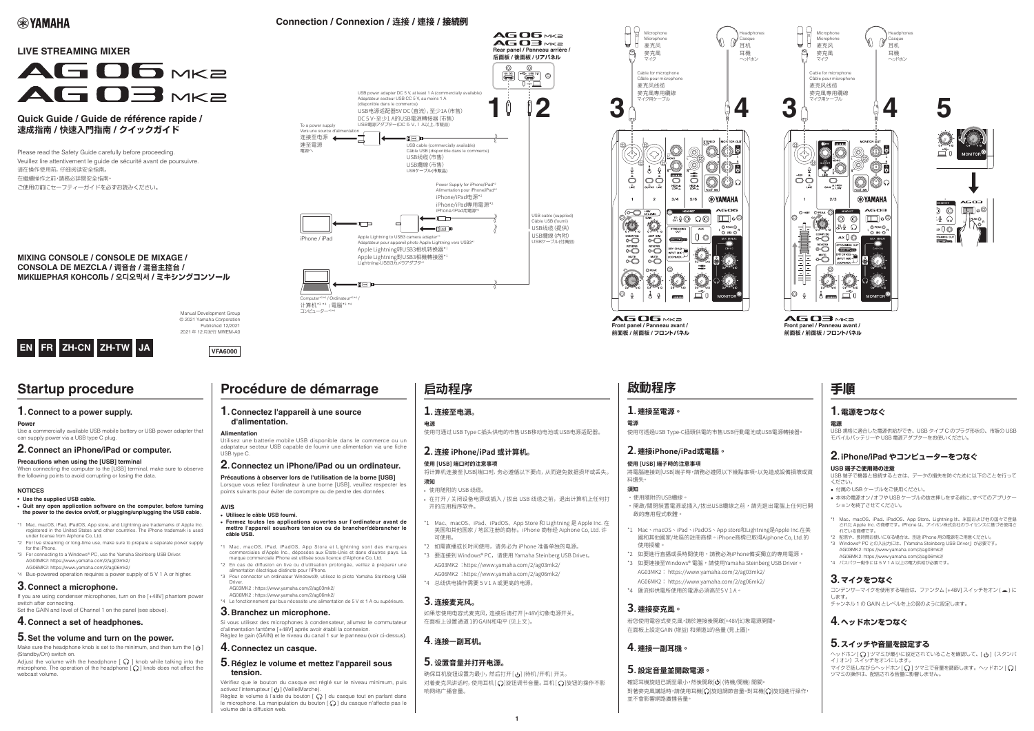# YAMAHA

LIVE STREAMING MIXER

# AG06 MK2 / AG03 MK2

**Quick Guide / Guide de référence rapide / 速成指南 / 快速入門指南 / クイックガイド**

Please read the Safety Guide carefully before proceeding.
Veuillez lire attentivement le guide de sécurité avant de poursuivre.
请在操作前，仔细阅读安全指南。
在繼續操作之前，請務必詳閱安全指南。
ご使用の前にセーフティーガイドを必ずお読みください。

**MIXING CONSOLE / CONSOLE DE MIXAGE / CONSOLA DE MEZCLA / 调音台 / 混音主控台 / МИКШЕРНАЯ КОНСОЛЬ / 오디오믹서 / ミキシングコンソール**

Manual Development Group
© 2021 Yamaha Corporation
Published 12/2021
2021 年 12 月発行 MWEM-A0

EN FR ZH-CN ZH-TW JA

VFA6000

## Connection / Connexion / 连接 / 連接 / 接続例

AG06 MK2 / AG03 MK2
Rear panel / Panneau arrière / 后面板 / 後面板 / リアパネル

To a power supply / Vers une source d'alimentation / 连接至电源 / 連至電源 / 電源へ

USB power adapter DC 5 V, at least 1 A (commercially available) / Adaptateur secteur USB CC 5 V, au moins 1 A (disponible dans le commerce) / USB电源适配器5V DC（直流），至少1A（市售） / DC 5 V、至少1 A的USB電源轉接器（市售） / USB電源アダプター（DC 5 V、1 A以上、市販品）

USB cable (commercially available) / Câble USB (disponible dans le commerce) / USB线缆（市售） / USB纜線（市售） / USBケーブル（市販品）

Power Supply for iPhone/iPad*2 / Alimentation pour iPhone/iPad*2 / iPhone/iPad电源*2 / iPhone/iPad專用電源*2 / iPhone/iPad用電源*2

USB cable (supplied) / Câble USB (fourni) / USB线缆（提供） / USB纜線（內附） / USBケーブル（付属品）

iPhone / iPad

Apple Lightning to USB3 camera adapter*1 / Adaptateur pour appareil photo Apple Lightning vers USB3*1 / Apple Lightning转USB3相机转接器*1 / Apple Lightning對USB3相機轉接器*1 / Lightning-USB3カメラアダプタ*1

Computer*1*3*4 / Ordinateur*1*3*4 / 计算机*1*3*4 / 電腦*1*3*4 / コンピューター*1*3*4

Microphone / Microphone / 麦克风 / 麥克風 / マイク

Headphones / Casque / 耳机 / 耳機 / ヘッドホン

Cable for microphone / Câble pour microphone / 麦克风线缆 / 麥克風專用纜線 / マイク用ケーブル

AG06 MK2 Front panel / Panneau avant / 前面板 / 前面板 / フロントパネル

AG03 MK2 Front panel / Panneau avant / 前面板 / 前面板 / フロントパネル

## Startup procedure

### 1. Connect to a power supply.

**Power**
Use a commercially available USB mobile battery or USB power adapter that can supply power via a USB type C plug.

### 2. Connect an iPhone/iPad or computer.

**Precautions when using the [USB] terminal**
When connecting the computer to the [USB] terminal, make sure to observe the following points to avoid corrupting or losing the data.

**NOTICES**

- **Use the supplied USB cable.**
- **Quit any open application software on the computer, before turning the power to the device on/off, or plugging/unplugging the USB cable.**

*1 Mac, macOS, iPad, iPadOS, App store, and Lightning are trademarks of Apple Inc. registered in the United States and other countries. The iPhone trademark is used under license from Aiphone Co. Ltd.
*2 For live streaming or long-time use, make sure to prepare a separate power supply for the iPhone.
*3 For connecting to a Windows® PC, use the Yamaha Steinberg USB Driver.
AG03MK2: https://www.yamaha.com/2/ag03mk2/
AG06MK2: https://www.yamaha.com/2/ag06mk2/
*4 Bus-powered operation requires a power supply of 5 V 1 A or higher.

### 3. Connect a microphone.

If you are using condenser microphones, turn on the [+48V] phantom power switch after connecting.
Set the GAIN and level of Channel 1 on the panel (see above).

### 4. Connect a set of headphones.

### 5. Set the volume and turn on the power.

Make sure the headphone knob is set to the minimum, and then turn the [⏻] (Standby/On) switch on.
Adjust the volume with the headphone [🎧] knob while talking into the microphone. The operation of the headphone [🎧] knob does not affect the webcast volume.

## Procédure de démarrage

### 1. Connectez l'appareil à une source d'alimentation.

**Alimentation**
Utilisez une batterie mobile USB disponible dans le commerce ou un adaptateur secteur USB capable de fournir une alimentation via une fiche USB type C.

### 2. Connectez un iPhone/iPad ou un ordinateur.

**Précautions à observer lors de l'utilisation de la borne [USB]**
Lorsque vous reliez l'ordinateur à une borne [USB], veuillez respecter les points suivants pour éviter de corrompre ou de perdre des données.

**AVIS**

- **Utilisez le câble USB fourni.**
- **Fermez toutes les applications ouvertes sur l'ordinateur avant de mettre l'appareil sous/hors tension ou de brancher/débrancher le câble USB.**

*1 Mac, macOS, iPad, iPadOS, App Store et Lightning sont des marques commerciales d'Apple Inc., déposées aux Etats-Unis et dans d'autres pays. La marque commerciale iPhone est utilisée sous licence d'Aiphone Co. Ltd.
*2 En cas de diffusion en live ou d'utilisation prolongée, veuillez à préparer une alimentation électrique distincte pour l'iPhone.
*3 Pour connecter un ordinateur Windows®, utilisez le pilote Yamaha Steinberg USB Driver.
AG03MK2 : https://www.yamaha.com/2/ag03mk2/
AG06MK2 : https://www.yamaha.com/2/ag06mk2/
*4 Le fonctionnement par bus nécessite une alimentation de 5 V et 1 A ou supérieure.

### 3. Branchez un microphone.

Si vous utilisez des microphones à condensateur, allumez le commutateur d'alimentation fantôme [+48V] après avoir établi la connexion.
Réglez le gain (GAIN) et le niveau du canal 1 sur le panneau (voir ci-dessus).

### 4. Connectez un casque.

### 5. Réglez le volume et mettez l'appareil sous tension.

Vérifiez que le bouton du casque est réglé sur le niveau minimum, puis activez l'interrupteur [⏻] (Veille/Marche).
Réglez le volume à l'aide du bouton [🎧] du casque tout en parlant dans le microphone. La manipulation du bouton [🎧] du casque n'affecte pas le volume de la diffusion web.

## 启动程序

### 1. 连接至电源。

**电源**
使用可通过 USB Type C插头供电的市售 USB移动电池或USB电源适配器。

### 2. 连接 iPhone/iPad 或计算机。

**使用 [USB] 端口时的注意事项**
将计算机连接至[USB]端口时，务必遵循以下要点，从而避免数据损坏或丢失。

**须知**

- 使用随附的 USB 线缆。
- 在打开 / 关闭设备电源或插入 / 拔出 USB 线缆之前，退出计算机上任何打开的应用程序软件。

*1 Mac、macOS、iPad、iPadOS、App Store 和 Lightning 是 Apple Inc. 在美国和其他国家 / 地区注册的商标。iPhone 商标经 Aiphone Co. Ltd. 许可使用。
*2 如需直播或长时间使用，请务必为 iPhone 准备单独的电源。
*3 要连接到 Windows® PC，请使用 Yamaha Steinberg USB Driver。
AG03MK2 ：https://www.yamaha.com/2/ag03mk2/
AG06MK2 ：https://www.yamaha.com/2/ag06mk2/
*4 总线供电操作需要 5 V 1 A 或更高的电源。

### 3. 连接麦克风。

如果您使用电容式麦克风，连接后请打开[+48V]幻象电源开关。
在面板上设置通道1的GAIN和电平（见上文）。

### 4. 连接一副耳机。

### 5. 设置音量并打开电源。

确保耳机旋钮设置为最小，然后打开 [⏻]（待机/开机）开关。
对着麦克风讲话时，使用耳机[🎧]旋钮调节音量。耳机[🎧]旋钮的操作不影响网络广播音量。

## 啟動程序

### 1. 連接至電源。

**電源**
使用可透過USB Type-C插頭供電的市售USB行動電池或USB電源轉接器。

### 2. 連接iPhone/iPad或電腦。

**使用 [USB] 端子時的注意事項**
將電腦連接到[USB]端子時，請務必遵照以下幾點事項，以免造成資料損壞或資料遺失。

**須知**

- 使用隨附的USB纜線。
- 開啟/關閉裝置電源或插入/拔出USB纜線之前，請先退出電腦上任何已開啟的應用程式軟體。

*1 Mac、macOS、iPad、iPadOS、App store和Lightning是Apple Inc.在美國和其他國家/地區的註冊商標。iPhone商標已取得Aiphone Co., Ltd.的使用授權。
*2 如要進行直播或長時間使用，請務必為iPhone備妥獨立的專用電源。
*3 如要連接至Windows® 電腦，請使用Yamaha Steinberg USB Driver。
AG03MK2：https://www.yamaha.com/2/ag03mk2/
AG06MK2：https://www.yamaha.com/2/ag06mk2/
*4 匯流排供電所使用的電源必須高於5 V 1 A。

### 3. 連接麥克風。

若您使用電容式麥克風，請於連接後開啟[+48V]幻象電源開關。
在面板上設定GAIN（增益）和頻道1的音量（見上圖）。

### 4. 連接一副耳機。

### 5. 設定音量並開啟電源。

確認耳機旋鈕已調至最小，然後開啟[⏻]（待機/開機）開關。
對著麥克風講話時，請使用耳機[🎧]旋鈕調節音量。對耳機[🎧]旋鈕進行操作，並不會影響網路廣播音量。

## 手順

### 1. 電源をつなぐ

**電源**
USB 規格に適合した電源供給ができ、USB タイプ C のプラグ形状の、市販の USB モバイルバッテリーや USB 電源アダプターをお使いください。

### 2. iPhone/iPad やコンピューターをつなぐ

**USB 端子ご使用時の注意**
USB 端子で機器と接続するときは、データの損失を防ぐために以下のことを行ってください。

- 付属の USB ケーブルをご使用ください。
- 本体の電源オン / オフや USB ケーブルの抜き挿しをする前に、すべてのアプリケーションを終了させてください。

*1 Mac、macOS、iPad、iPadOS、App Store、Lightning は、米国および他の国々で登録された Apple Inc. の商標です。iPhone は、アイホン株式会社のライセンスに基づき使用されている商標です。
*2 配信や、長時間お使いになる場合は、別途 iPhone 用の電源をご用意ください。
*3 Windows® PC との接続には、「Yamaha Steinberg USB Driver」が必要です。
AG03MK2: https://www.yamaha.com/2/ag03mk2/
AG06MK2: https://www.yamaha.com/2/ag06mk2/
*4 バスパワー動作には 5 V 1 A 以上の電力供給が必要です。

### 3. マイクをつなぐ

コンデンサーマイクを使用する場合は、ファンタム [+48V] スイッチをオン (▬) にします。
チャンネル 1 の GAIN とレベルを上の図のように設定します。

### 4. ヘッドホンをつなぐ

### 5. スイッチや音量を設定する

ヘッドホン [🎧] ツマミが最小に設定されていることを確認して、[⏻]（スタンバイ / オン）スイッチをオンにします。
マイクで話しながらヘッドホン [🎧] ツマミで音量を調節します。ヘッドホン [🎧] ツマミの操作は、配信される音量に影響しません。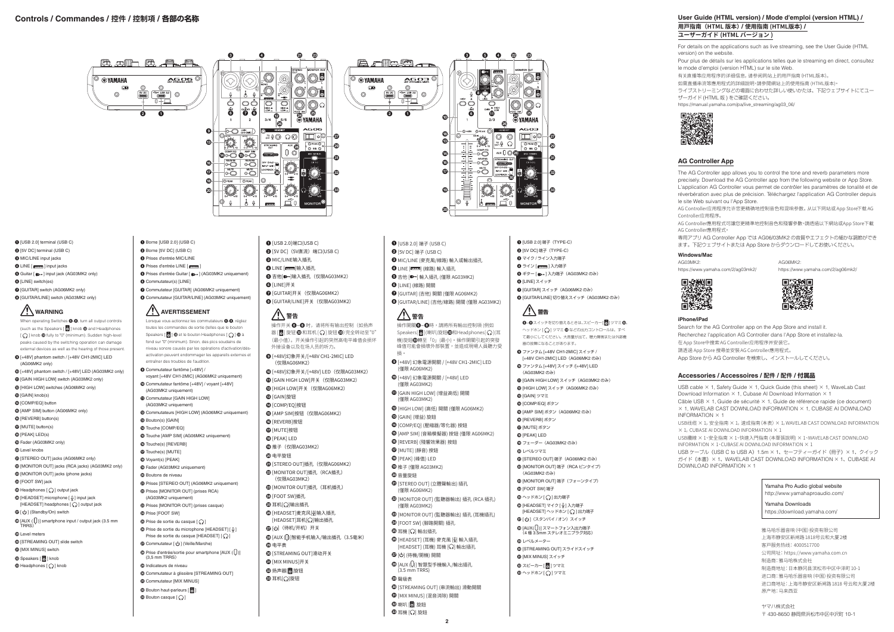# Controls / Commandes / 控件 / 控制項 / 各部の名称

❶ [USB 2.0] terminal (USB C)
❷ [5V DC] terminal (USB C)
❸ MIC/LINE input jacks
❹ LINE [ ] input jacks
❺ Guitar [ ] input jack (AG03MK2 only)
❻ [LINE] switch(es)
❼ [GUITAR] switch (AG06MK2 only)
❽ [GUITAR/LINE] switch (AG03MK2 only)

## ⚠ WARNING

When operating Switches ❻-❽, turn all output controls (such as the Speakers [ ] knob ㉜ and Headphones [ ] knob ㉝ fully to "0" (minimum). Sudden high-level peaks caused by the switching operation can damage external devices as well as the hearing of those present.

❾ [+48V] phantom switch / [+48V CH1-2MIC] LED (AG06MK2 only)
❿ [+48V] phantom switch / [+48V] LED (AG03MK2 only)
⓫ [GAIN HIGH LOW] switch (AG03MK2 only)
⓬ [HIGH LOW] switches (AG06MK2 only)
⓭ [GAIN] knob(s)
⓮ [COMP/EQ] button
⓯ [AMP SIM] button (AG06MK2 only)
⓰ [REVERB] button(s)
⓱ [MUTE] button(s)
⓲ [PEAK] LED(s)
⓳ Fader (AG03MK2 only)
⓴ Level knobs
㉑ [STEREO OUT] jacks (AG06MK2 only)
㉒ [MONITOR OUT] jacks (RCA jacks) (AG03MK2 only)
㉓ [MONITOR OUT] jacks (phone jacks)
㉔ [FOOT SW] jack
㉕ Headphones [ ] output jack
㉖ [HEADSET] microphone [ ] input jack
[HEADSET] headphones [ ] output jack
㉗ [ ] (Standby/On) switch
㉘ [AUX ( )] smartphone input / output jack (3.5 mm TRRS)
㉙ Level meters
㉚ [STREAMING OUT] slide switch
㉛ [MIX MINUS] switch
㉜ Speakers [ ] knob
㉝ Headphones [ ] knob

❶ Borne [USB 2.0] (USB C)
❷ Borne [5V DC] (USB C)
❸ Prises d'entrée MIC/LINE
❹ Prises d'entrée LINE [ ]
❺ Prises d'entrée Guitar [ ] (AG03MK2 uniquement)
❻ Commutateur(s) [LINE]
❼ Commutateur [GUITAR] (AG06MK2 uniquement)
❽ Commutateur [GUITAR/LINE] (AG03MK2 uniquement)

## ⚠ AVERTISSEMENT

Lorsque vous actionnez les commutateurs ❻-❽, réglez toutes les commandes de sortie (telles que le bouton Speakers [ ] ㉜ et le bouton Headphones [ ] ㉝ à fond sur "0" (minimum). Sinon, des pics soudains de niveau sonore causés par les opérations d'activation/désactivation peuvent endommager les appareils externes et entraîner des troubles de l'audition.

❾ Commutateur fantôme [+48V] / voyant [+48V CH1-2MIC] (AG06MK2 uniquement)
❿ Commutateur fantôme [+48V] / voyant [+48V] (AG03MK2 uniquement)
⓫ Commutateur [GAIN HIGH LOW] (AG03MK2 uniquement)
⓬ Commutateurs [HIGH LOW] (AG06MK2 uniquement)
⓭ Bouton(s) [GAIN]
⓮ Touche [COMP/EQ]
⓯ Touche [AMP SIM] (AG06MK2 uniquement)
⓰ Touche(s) [REVERB]
⓱ Touche(s) [MUTE]
⓲ Voyant(s) [PEAK]
⓳ Fader (AG03MK2 uniquement)
⓴ Boutons de niveau
㉑ Prises [STEREO OUT] (AG06MK2 uniquement)
㉒ Prises [MONITOR OUT] (prises RCA) (AG03MK2 uniquement)
㉓ Prises [MONITOR OUT] (prises casque)
㉔ Prise [FOOT SW]
㉕ Prise de sortie du casque [ ]
㉖ Prise de sortie du microphone [HEADSET] [ ]
Prise de sortie du casque [HEADSET] [ ]
㉗ Commutateur [ ] (Veille/Marche)
㉘ Prise d'entrée/sortie pour smartphone [AUX ( )] (3,5 mm TRRS)
㉙ Indicateurs de niveau
㉚ Commutateur à glissière [STREAMING OUT]
㉛ Commutateur [MIX MINUS]
㉜ Bouton haut-parleurs [ ]
㉝ Bouton casque [ ]

❶ [USB 2.0]端口(USB C)
❷ [5V DC]（5V直流）端口(USB C)
❸ MIC/LINE输入插孔
❹ LINE [ ]输入插孔
❺ 吉他[ ]输入插孔（仅限AG03MK2）
❻ [LINE]开关
❼ [GUITAR]开关（仅限AG06MK2）
❽ [GUITAR/LINE]开关（仅限AG03MK2）

## ⚠ 警告

操作开关❻–❽时，请将所有输出控制（如扬声器[ ]旋钮㉜和耳机[ ]旋钮㉝）完全转动至"0"（最小值）。开关操作引起的突然高电平峰值会损坏外接设备以及在场人员的听力。

❾ [+48V]幻象开关/[+48V CH1-2MIC] LED（仅限AG06MK2）
❿ [+48V]幻象开关/[+48V] LED（仅限AG03MK2）
⓫ [GAIN HIGH LOW]开关（仅限AG03MK2）
⓬ [HIGH LOW]开关（仅限AG06MK2）
⓭ [GAIN]旋钮
⓮ [COMP/EQ]按钮
⓯ [AMP SIM]按钮（仅限AG06MK2）
⓰ [REVERB]按钮
⓱ [MUTE]按钮
⓲ [PEAK] LED
⓳ 推子（仅限AG03MK2）
⓴ 电平旋钮
㉑ [STEREO OUT]插孔（仅限AG06MK2）
㉒ [MONITOR OUT]插孔（RCA插孔）（仅限AG03MK2）
㉓ [MONITOR OUT]插孔（耳机插孔）
㉔ [FOOT SW]插孔
㉕ 耳机[ ]输出插孔
㉖ [HEADSET]麦克风[ ]输入插孔
[HEADSET]耳机[ ]输出插孔
㉗ [ ]（待机/开机）开关
㉘ [AUX ( )]智能手机输入/输出插孔（3.5毫米）
㉙ 电平表
㉚ [STREAMING OUT]滑动开关
㉛ [MIX MINUS]开关
㉜ 扬声器[ ]旋钮
㉝ 耳机[ ]旋钮

❶ [USB 2.0] 端子 (USB C)
❷ [5V DC] 端子 (USB C)
❸ MIC/LINE (麥克風/線路) 輸入或輸出插孔
❹ LINE [ ] (線路) 輸入插孔
❺ 吉他 [ ] 輸入插孔 (僅限 AG03MK2)
❻ [LINE] (線路) 開關
❼ [GUITAR] (吉他) 開關 (僅限 AG06MK2)
❽ [GUITAR/LINE] (吉他/線路) 開關 (僅限 AG03MK2)

## ⚠ 警告

操作開關❻–❽時，請將所有輸出控制項 (例如 Speakers [ ] (喇叭) 旋鈕㉜和Headphones [ ] (耳機) 旋鈕㉝) 轉至「0」(最小)。操作開關引起的突發峰值可能會損壞外部裝置，並造成現場人員聽力受損。

❾ [+48V] 幻象電源開關 / [+48V CH1-2MIC] LED (僅限 AG06MK2)
❿ [+48V] 幻象電源開關 / [+48V] LED (僅限 AG03MK2)
⓫ [GAIN HIGH LOW] (增益高低) 開關 (僅限 AG03MK2)
⓬ [HIGH LOW] (高低) 開關 (僅限 AG06MK2)
⓭ [GAIN] (增益) 旋鈕
⓮ [COMP/EQ] (壓縮器/等化器) 按鈕
⓯ [AMP SIM] (音箱模擬器) 按鈕 (僅限 AG06MK2)
⓰ [REVERB] (殘響效果器) 按鈕
⓱ [MUTE] (靜音) 按鈕
⓲ [PEAK] (峰值) LED
⓳ 推子 (僅限 AG03MK2)
⓴ 音量旋鈕
㉑ [STEREO OUT] (立體聲輸出) 插孔 (僅限 AG06MK2)
㉒ [MONITOR OUT] (監聽器輸出) 插孔 (RCA 插孔) (僅限 AG03MK2)
㉓ [MONITOR OUT] (監聽器輸出) 插孔 (耳機插孔)
㉔ [FOOT SW] (腳踏開關) 插孔
㉕ 耳機 [ ] 輸出插孔
㉖ [HEADSET] (耳機) 麥克風 [ ] 輸入插孔
[HEADSET] (耳機) 耳機 [ ] 輸出插孔
㉗ [ ] (待機/開機) 開關
㉘ [AUX ( )] 智慧型手機輸入/輸出插孔 (3.5 mm TRRS)
㉙ 電級表
㉚ [STREAMING OUT] (串流輸出) 滑動開關
㉛ [MIX MINUS] (混音消除) 開關
㉜ 喇叭 [ ] 旋鈕
㉝ 耳機 [ ] 旋鈕

❶ [USB 2.0] 端子（TYPE-C）
❷ [5V DC] 端子（TYPE-C）
❸ マイク / ライン入力端子
❹ ライン [ ] 入力端子
❺ ギター [ ] 入力端子（AG03MK2 のみ）
❻ [LINE] スイッチ
❼ [GUITAR] スイッチ（AG06MK2 のみ）
❽ [GUITAR/LINE] 切り替えスイッチ（AG03MK2 のみ）

## ⚠ 警告

❻–❽スイッチを切り替えるときは、スピーカー [ ] ツマミ㉜、ヘッドホン [ ] ツマミ㉝などの出力コントロールは、すべて最小にしてください。大音量が出て、聴力障害または外部機器の故障になることがあります。

❾ ファンタム [+48V] スイッチ / [+48V CH1-2MIC] LED（AG06MK2 のみ）
❿ ファンタム [+48V] スイッチ /[+48V] LED（AG03MK2 のみ）
⓫ [GAIN HIGH LOW] スイッチ（AG03MK2 のみ）
⓬ [HIGH LOW] スイッチ（AG06MK2 のみ）
⓭ [GAIN] ツマミ
⓮ [COMP/EQ] ボタン
⓯ [AMP SIM] ボタン（AG06MK2 のみ）
⓰ [REVERB] ボタン
⓱ [MUTE] ボタン
⓲ [PEAK] LED
⓳ フェーダー（AG03MK2 のみ）
⓴ レベルツマミ
㉑ [STEREO OUT] 端子（AG06MK2 のみ）
㉒ [MONITOR OUT] 端子（RCA ピンタイプ）（AG03MK2 のみ）
㉓ [MONITOR OUT] 端子（フォーンタイプ）
㉔ [FOOT SW] 端子
㉕ ヘッドホン [ ] 出力端子
㉖ [HEADSET] マイク [ ] 入力端子
[HEADSET] ヘッドホン [ ] 出力端子
㉗ [ ]（スタンバイ / オン）スイッチ
㉘ [AUX( )] スマートフォン入出力端子（4 極 3.5mm ステレオミニプラグ対応）
㉙ レベルメーター
㉚ [STREAMING OUT] スライドスイッチ
㉛ [MIX MINUS] スイッチ
㉜ スピーカー [ ] ツマミ
㉝ ヘッドホン [ ] ツマミ

## User Guide (HTML version) / Mode d'emploi (version HTML) / 用戶指南（HTML 版本）/ 使用指南 (HTML版本) / ユーザーガイド (HTML バージョン)

For details on the applications such as live streaming, see the User Guide (HTML version) on the website.
Pour plus de détails sur les applications telles que le streaming en direct, consultez le mode d'emploi (version HTML) sur le site Web.
有关直播等应用程序的详细信息，请参阅网站上的用户指南 (HTML版本)。
如需直播串流等應用程式的詳細說明，請參閱網站上的使用指南 (HTML版本)。
ライブストリーミングなどの場面に合わせた詳しい使いかたは、下記ウェブサイトにてユーザーガイド (HTML 版 ) をご確認ください。
https://manual.yamaha.com/pa/live_streaming/ag03_06/

## AG Controller App

The AG Controller app allows you to control the tone and reverb parameters more precisely. Download the AG Controller app from the following website or App Store.
L'application AG Controller vous permet de contrôler les paramètres de tonalité et de réverbération avec plus de précision. Téléchargez l'application AG Controller depuis le site Web suivant ou l'App Store.
AG Controller应用程序允许您更精确地控制音色和混响参数。从以下网站或App Store下载 AG Controller应用程序。
AG Controller應用程式可讓您更精準地控制音色和殘響參數。請透過以下網站或App Store下載 AG Controller應用程式。
専用アプリ AG Controller App では AG06/03MK2 の音質やエフェクトの細かな調節ができます。下記ウェブサイトまたは App Store からダウンロードしてお使いください。

### Windows/Mac

AG03MK2:
https://www.yamaha.com/2/ag03mk2/

AG06MK2:
https://www.yamaha.com/2/ag06mk2/

### iPhone/iPad

Search for the AG Controller app on the App Store and install it.
Recherchez l'application AG Controller dans l'App Store et installez-la.
在App Store中搜索AG Controller应用程序并安装它。
請透過 App Store 搜尋並安裝 AG Controller應用程式。
App Store から AG Controller を検索し、インストールしてください。

## Accessories / Accessoires / 配件 / 配件 / 付属品

USB cable × 1, Safety Guide × 1, Quick Guide (this sheet) × 1, WaveLab Cast Download Information × 1, Cubase AI Download Information × 1
Câble USB × 1, Guide de sécurité × 1, Guide de référence rapide (ce document) × 1, WAVELAB CAST DOWNLOAD INFORMATION × 1, CUBASE AI DOWNLOAD INFORMATION × 1
USB线缆 × 1，安全指南 × 1，速成指南 (本表) × 1，WAVELAB CAST DOWNLOAD INFORMATION × 1，CUBASE AI DOWNLOAD INFORMATION × 1
USB纜線 × 1、安全指南 × 1、快速入門指南 (本單張說明) × 1、WAVELAB CAST DOWNLOAD INFORMATION × 1、CUBASE AI DOWNLOAD INFORMATION × 1
USB ケーブル（USB C to USB A）1.5m × 1、セーフティーガイド（冊子）× 1、クイックガイド（本書）× 1、WAVELAB CAST DOWNLOAD INFORMATION × 1、CUBASE AI DOWNLOAD INFORMATION × 1

Yamaha Pro Audio global website
http://www.yamahaproaudio.com/

Yamaha Downloads
https://download.yamaha.com/

雅马哈乐器音响 (中国) 投资有限公司
上海市静安区新闸路1818号云和大厦2楼
客户服务热线：4000517700
公司网址：https://www.yamaha.com.cn
制造商：雅马哈株式会社
制造商地址：日本静冈县浜松市中区中泽町10-1
进口商：雅马哈乐器音响 (中国) 投资有限公司
进口商地址：上海市静安区新闸路1818号云和大厦2楼
原产地：马来西亚

ヤマハ株式会社
〒 430-8650 静岡県浜松市中区中沢町 10-1